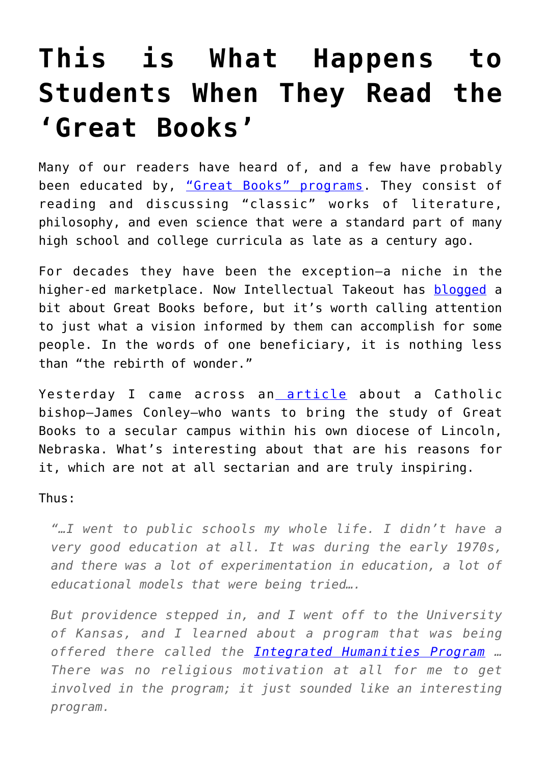# This is What Happens to Students When They Read the 'Great Books'

Many of our readers have heard of, and a few have probably been educated by, "Great Books" programs. They consist of reading and discussing "classic" works of literature, philosophy, and even science that were a standard part of many high school and college curricula as late as a century ago.

For decades they have been the exception—a niche in the higher-ed marketplace. Now Intellectual Takeout has blogged a bit about Great Books before, but it's worth calling attention to just what a vision informed by them can accomplish for some people. In the words of one beneficiary, it is nothing less than "the rebirth of wonder."

Yesterday I came across an article about a Catholic bishop—James Conley—who wants to bring the study of Great Books to a secular campus within his own diocese of Lincoln, Nebraska. What's interesting about that are his reasons for it, which are not at all sectarian and are truly inspiring.

Thus:

> *"…I went to public schools my whole life. I didn't have a very good education at all. It was during the early 1970s, and there was a lot of experimentation in education, a lot of educational models that were being tried….*
>
> *But providence stepped in, and I went off to the University of Kansas, and I learned about a program that was being offered there called the Integrated Humanities Program … There was no religious motivation at all for me to get involved in the program; it just sounded like an interesting program.*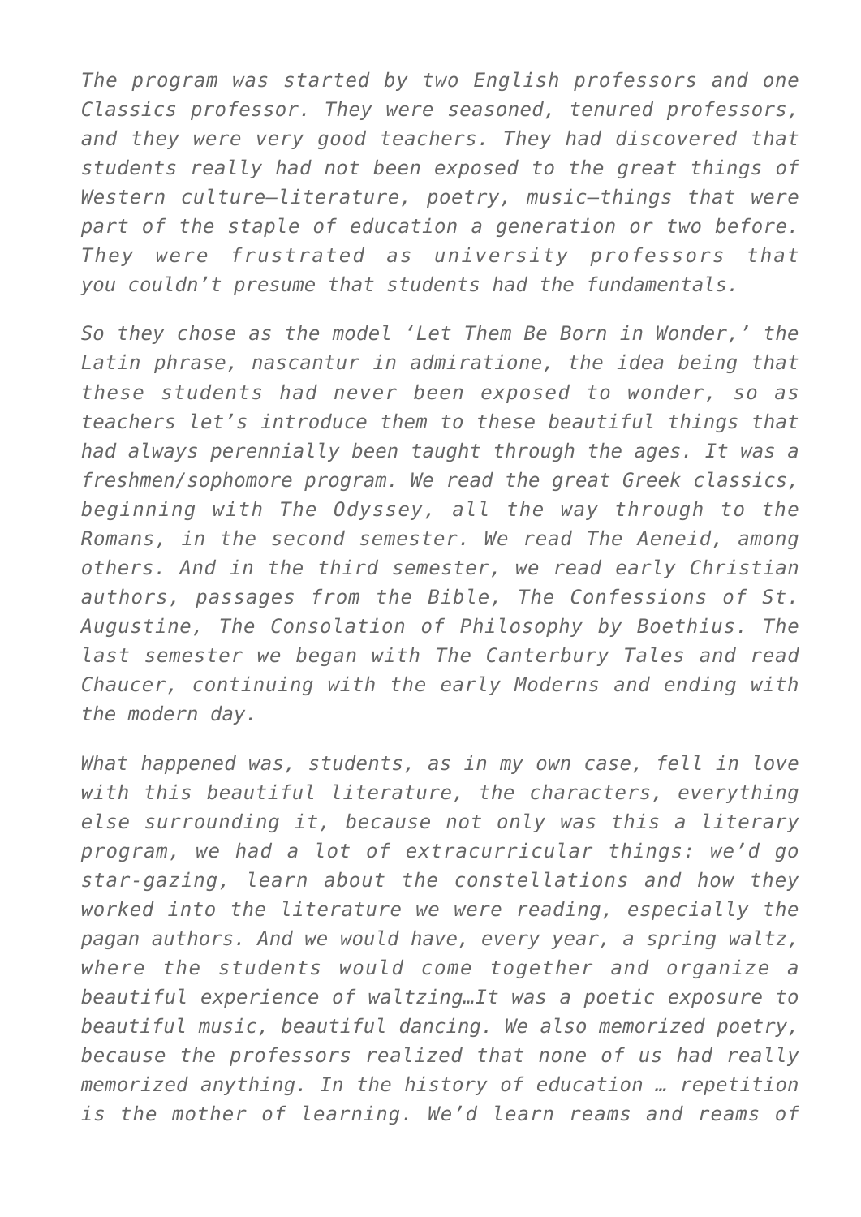*The program was started by two English professors and one Classics professor. They were seasoned, tenured professors, and they were very good teachers. They had discovered that students really had not been exposed to the great things of Western culture—literature, poetry, music—things that were part of the staple of education a generation or two before. They were frustrated as university professors that you couldn't presume that students had the fundamentals.*

*So they chose as the model 'Let Them Be Born in Wonder,' the Latin phrase, nascantur in admiratione, the idea being that these students had never been exposed to wonder, so as teachers let's introduce them to these beautiful things that had always perennially been taught through the ages. It was a freshmen/sophomore program. We read the great Greek classics, beginning with The Odyssey, all the way through to the Romans, in the second semester. We read The Aeneid, among others. And in the third semester, we read early Christian authors, passages from the Bible, The Confessions of St. Augustine, The Consolation of Philosophy by Boethius. The last semester we began with The Canterbury Tales and read Chaucer, continuing with the early Moderns and ending with the modern day.*

*What happened was, students, as in my own case, fell in love with this beautiful literature, the characters, everything else surrounding it, because not only was this a literary program, we had a lot of extracurricular things: we'd go star-gazing, learn about the constellations and how they worked into the literature we were reading, especially the pagan authors. And we would have, every year, a spring waltz, where the students would come together and organize a beautiful experience of waltzing…It was a poetic exposure to beautiful music, beautiful dancing. We also memorized poetry, because the professors realized that none of us had really memorized anything. In the history of education … repetition is the mother of learning. We'd learn reams and reams of*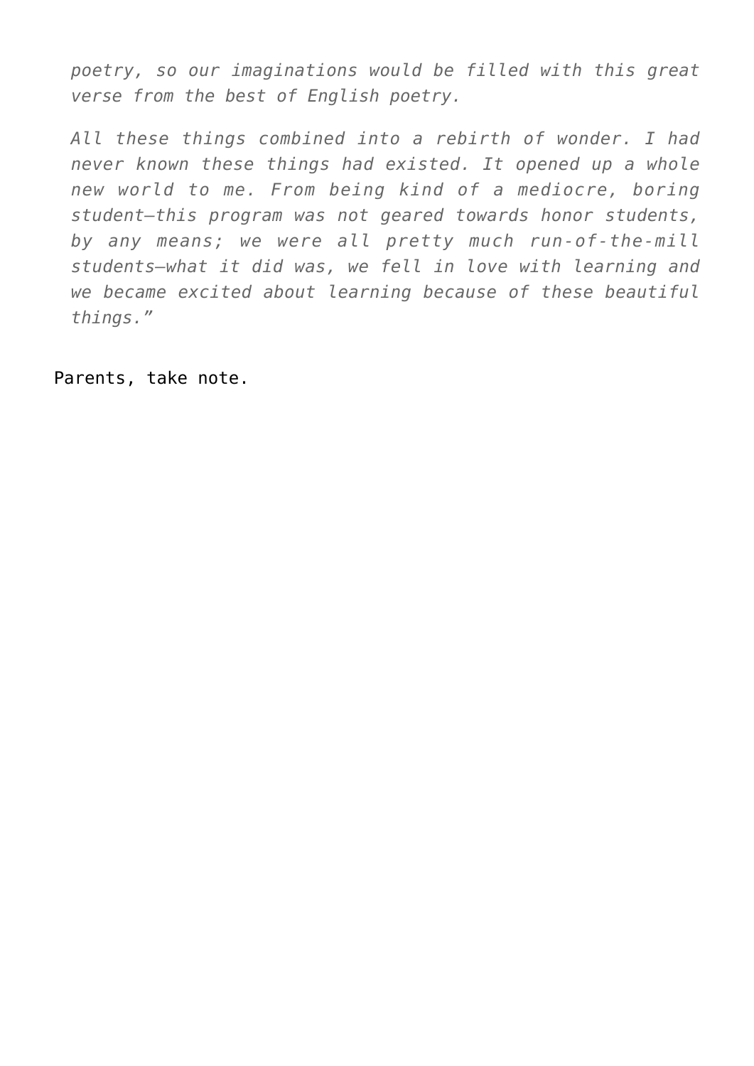*poetry, so our imaginations would be filled with this great verse from the best of English poetry.*

*All these things combined into a rebirth of wonder. I had never known these things had existed. It opened up a whole new world to me. From being kind of a mediocre, boring student—this program was not geared towards honor students, by any means; we were all pretty much run-of-the-mill students—what it did was, we fell in love with learning and we became excited about learning because of these beautiful things."*

Parents, take note.